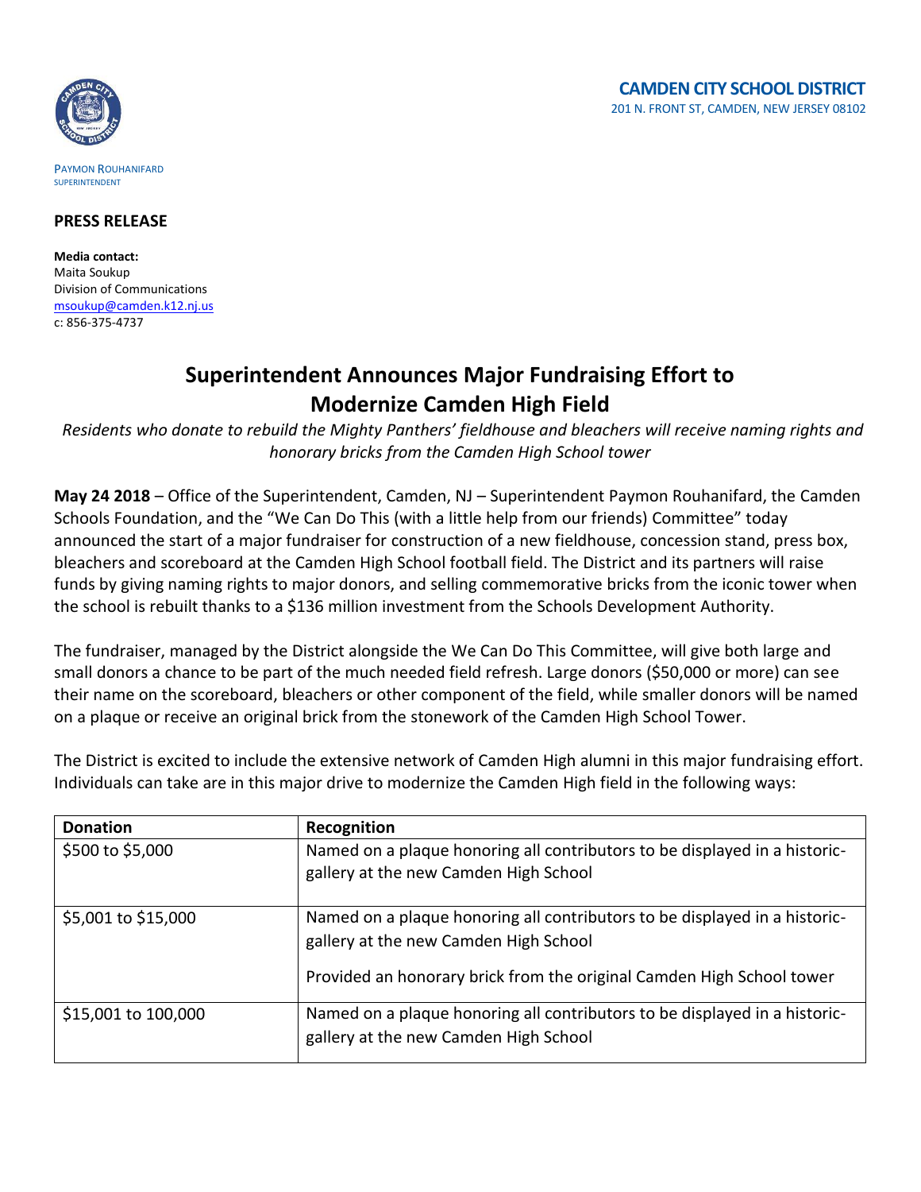PAYMON ROUHANIFARD
SUPERINTENDENT

**CAMDEN CITY SCHOOL DISTRICT**
201 N. FRONT ST, CAMDEN, NEW JERSEY 08102

**PRESS RELEASE**

**Media contact:**
Maita Soukup
Division of Communications
msoukup@camden.k12.nj.us
c: 856-375-4737

# Superintendent Announces Major Fundraising Effort to Modernize Camden High Field

*Residents who donate to rebuild the Mighty Panthers' fieldhouse and bleachers will receive naming rights and honorary bricks from the Camden High School tower*

**May 24 2018** – Office of the Superintendent, Camden, NJ – Superintendent Paymon Rouhanifard, the Camden Schools Foundation, and the "We Can Do This (with a little help from our friends) Committee" today announced the start of a major fundraiser for construction of a new fieldhouse, concession stand, press box, bleachers and scoreboard at the Camden High School football field. The District and its partners will raise funds by giving naming rights to major donors, and selling commemorative bricks from the iconic tower when the school is rebuilt thanks to a $136 million investment from the Schools Development Authority.

The fundraiser, managed by the District alongside the We Can Do This Committee, will give both large and small donors a chance to be part of the much needed field refresh. Large donors ($50,000 or more) can see their name on the scoreboard, bleachers or other component of the field, while smaller donors will be named on a plaque or receive an original brick from the stonework of the Camden High School Tower.

The District is excited to include the extensive network of Camden High alumni in this major fundraising effort. Individuals can take are in this major drive to modernize the Camden High field in the following ways:

| Donation | Recognition |
|---|---|
| $500 to $5,000 | Named on a plaque honoring all contributors to be displayed in a historic-gallery at the new Camden High School |
| $5,001 to $15,000 | Named on a plaque honoring all contributors to be displayed in a historic-gallery at the new Camden High School<br><br>Provided an honorary brick from the original Camden High School tower |
| $15,001 to 100,000 | Named on a plaque honoring all contributors to be displayed in a historic-gallery at the new Camden High School |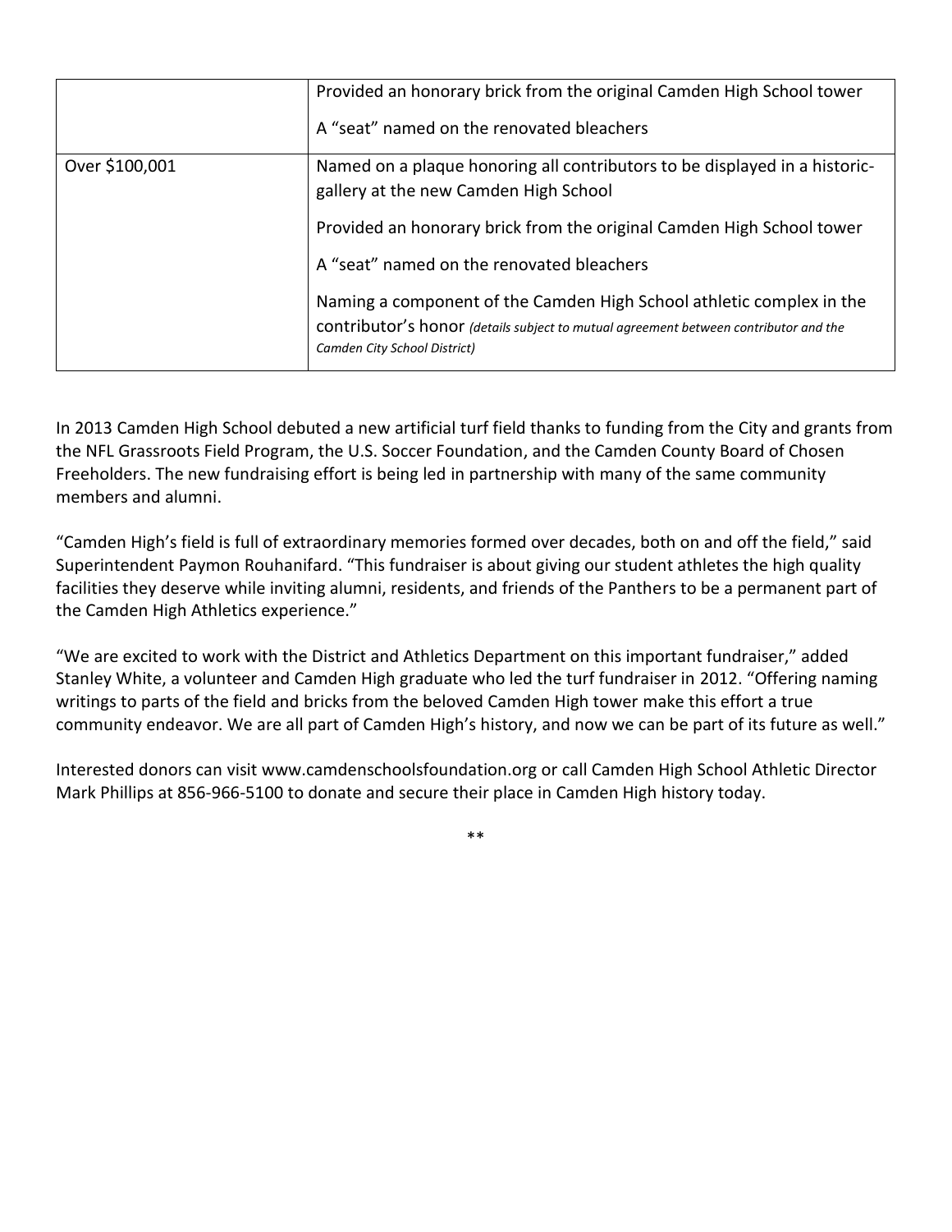| | |
|---|---|
| | Provided an honorary brick from the original Camden High School tower<br><br>A "seat" named on the renovated bleachers |
| Over $100,001 | Named on a plaque honoring all contributors to be displayed in a historic-gallery at the new Camden High School<br><br>Provided an honorary brick from the original Camden High School tower<br><br>A "seat" named on the renovated bleachers<br><br>Naming a component of the Camden High School athletic complex in the contributor's honor *(details subject to mutual agreement between contributor and the Camden City School District)* |

In 2013 Camden High School debuted a new artificial turf field thanks to funding from the City and grants from the NFL Grassroots Field Program, the U.S. Soccer Foundation, and the Camden County Board of Chosen Freeholders. The new fundraising effort is being led in partnership with many of the same community members and alumni.

"Camden High's field is full of extraordinary memories formed over decades, both on and off the field," said Superintendent Paymon Rouhanifard. "This fundraiser is about giving our student athletes the high quality facilities they deserve while inviting alumni, residents, and friends of the Panthers to be a permanent part of the Camden High Athletics experience."

"We are excited to work with the District and Athletics Department on this important fundraiser," added Stanley White, a volunteer and Camden High graduate who led the turf fundraiser in 2012. "Offering naming writings to parts of the field and bricks from the beloved Camden High tower make this effort a true community endeavor. We are all part of Camden High's history, and now we can be part of its future as well."

Interested donors can visit www.camdenschoolsfoundation.org or call Camden High School Athletic Director Mark Phillips at 856-966-5100 to donate and secure their place in Camden High history today.

**